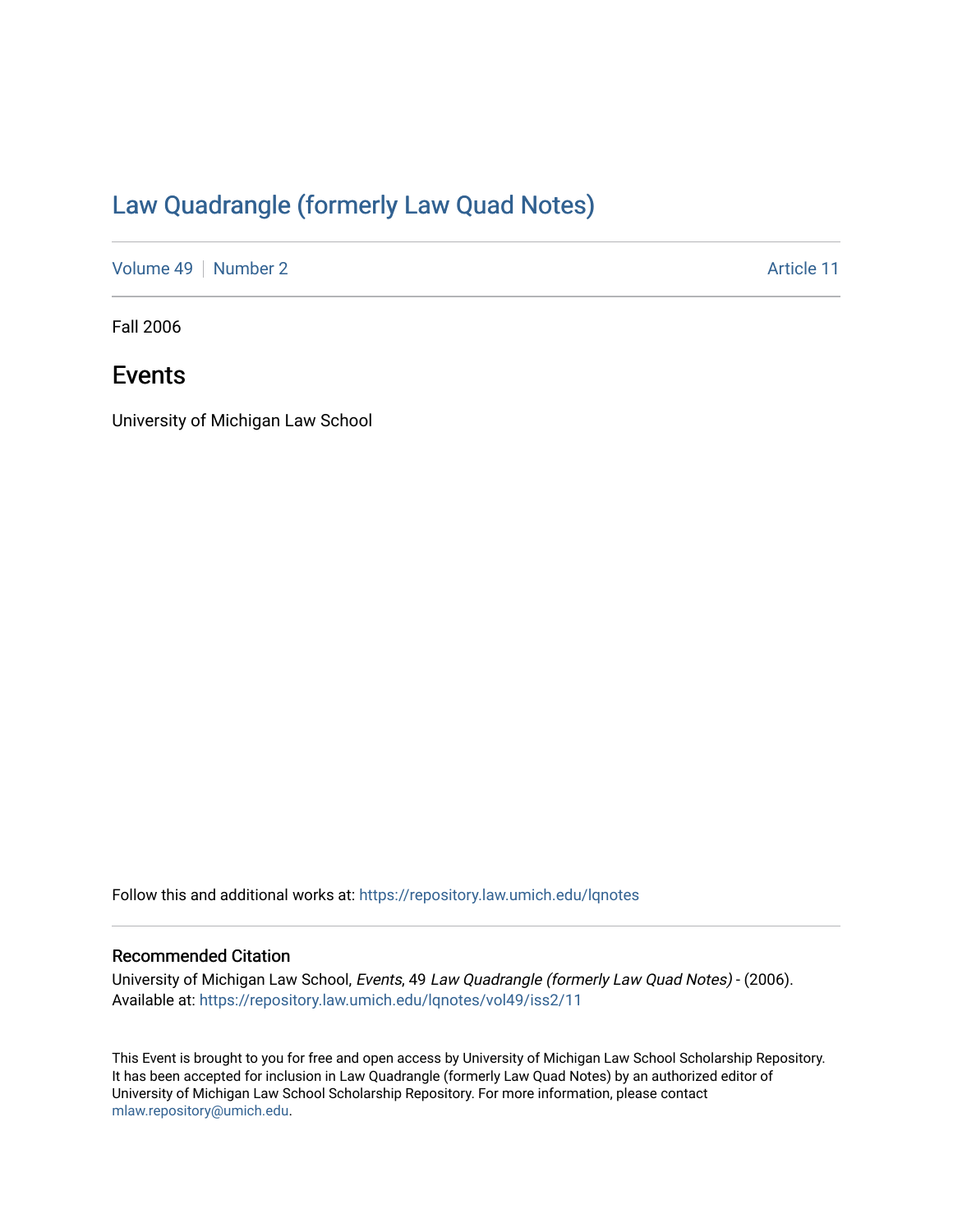# Law Quadrangle (formerly Law Quad Notes)

Volume 49 | Number 2 — Article 11

Fall 2006

## Events

University of Michigan Law School

Follow this and additional works at: https://repository.law.umich.edu/lqnotes

### Recommended Citation

University of Michigan Law School, *Events*, 49 *Law Quadrangle (formerly Law Quad Notes)* - (2006).
Available at: https://repository.law.umich.edu/lqnotes/vol49/iss2/11

This Event is brought to you for free and open access by University of Michigan Law School Scholarship Repository. It has been accepted for inclusion in Law Quadrangle (formerly Law Quad Notes) by an authorized editor of University of Michigan Law School Scholarship Repository. For more information, please contact mlaw.repository@umich.edu.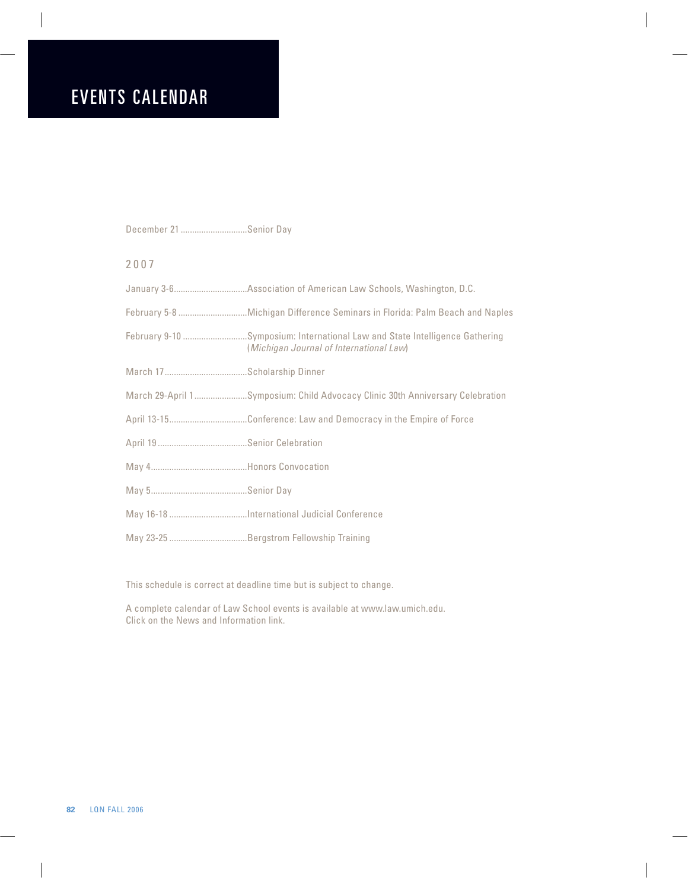# EVENTS CALENDAR

December 21 ............................Senior Day

## 2007

January 3-6................................Association of American Law Schools, Washington, D.C.

February 5-8 ..............................Michigan Difference Seminars in Florida: Palm Beach and Naples

February 9-10 ............................Symposium: International Law and State Intelligence Gathering (*Michigan Journal of International Law*)

March 17....................................Scholarship Dinner

March 29-April 1.......................Symposium: Child Advocacy Clinic 30th Anniversary Celebration

April 13-15.................................Conference: Law and Democracy in the Empire of Force

April 19.......................................Senior Celebration

May 4..........................................Honors Convocation

May 5..........................................Senior Day

May 16-18 ..................................International Judicial Conference

May 23-25 ..................................Bergstrom Fellowship Training

This schedule is correct at deadline time but is subject to change.

A complete calendar of Law School events is available at www.law.umich.edu. Click on the News and Information link.